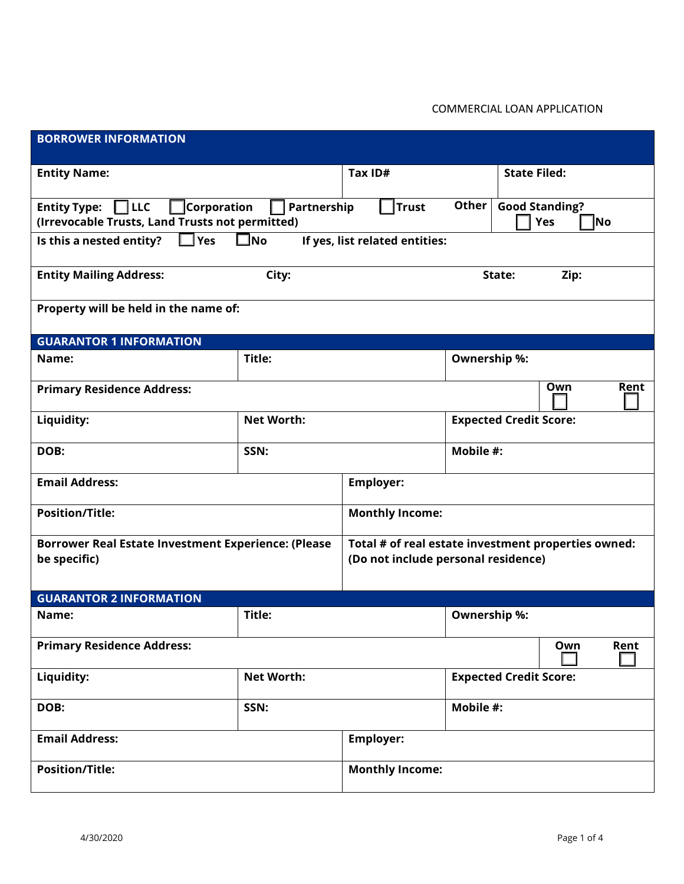COMMERCIAL LOAN APPLICATION

## BORROWER INFORMATION

| | | |
|---|---|---|
| **Entity Name:** | **Tax ID#** | **State Filed:** |
| **Entity Type:** ☐ **LLC** ☐ **Corporation** ☐ **Partnership** ☐ **Trust** **Other** (Irrevocable Trusts, Land Trusts not permitted) | | **Good Standing?** ☐ **Yes** ☐ **No** |
| **Is this a nested entity?** ☐ **Yes** ☐ **No** **If yes, list related entities:** | | |
| **Entity Mailing Address:** **City:** | **State:** | **Zip:** |
| **Property will be held in the name of:** | | |

## GUARANTOR 1 INFORMATION

| | | |
|---|---|---|
| **Name:** | **Title:** | **Ownership %:** |
| **Primary Residence Address:** | | **Own** ☐ **Rent** ☐ |
| **Liquidity:** | **Net Worth:** | **Expected Credit Score:** |
| **DOB:** | **SSN:** | **Mobile #:** |
| **Email Address:** | **Employer:** | |
| **Position/Title:** | **Monthly Income:** | |
| **Borrower Real Estate Investment Experience: (Please be specific)** | **Total # of real estate investment properties owned: (Do not include personal residence)** | |

## GUARANTOR 2 INFORMATION

| | | |
|---|---|---|
| **Name:** | **Title:** | **Ownership %:** |
| **Primary Residence Address:** | | **Own** ☐ **Rent** ☐ |
| **Liquidity:** | **Net Worth:** | **Expected Credit Score:** |
| **DOB:** | **SSN:** | **Mobile #:** |
| **Email Address:** | **Employer:** | |
| **Position/Title:** | **Monthly Income:** | |

4/30/2020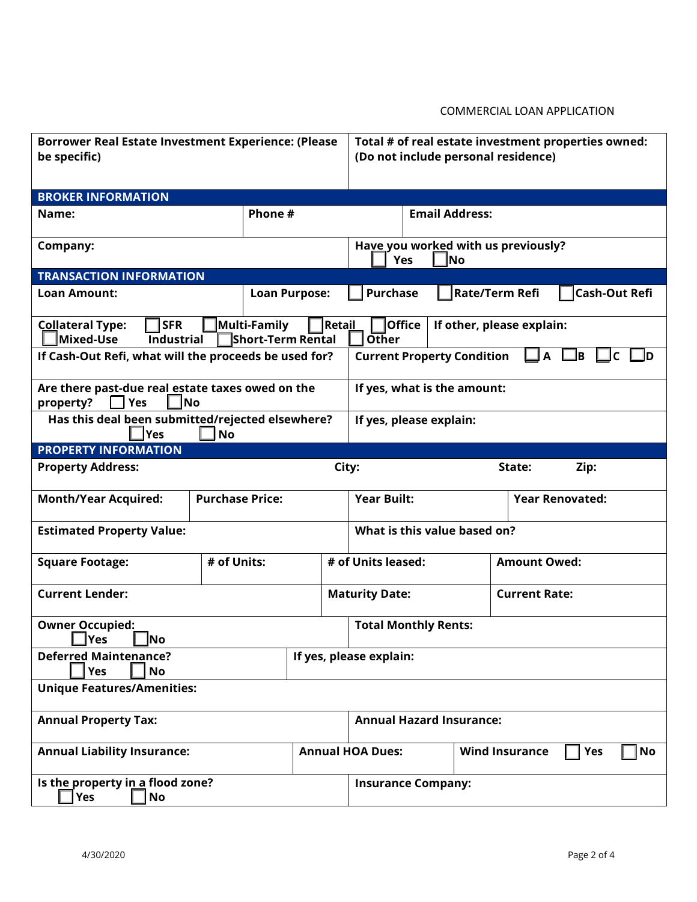COMMERCIAL LOAN APPLICATION

| **Borrower Real Estate Investment Experience: (Please be specific)** | **Total # of real estate investment properties owned: (Do not include personal residence)** |
|---|---|

## BROKER INFORMATION

| **Name:** | **Phone #** | **Email Address:** |
|---|---|---|
| **Company:** | | **Have you worked with us previously?** ☐ Yes ☐ No |

## TRANSACTION INFORMATION

| **Loan Amount:** | **Loan Purpose:** ☐ Purchase ☐ Rate/Term Refi ☐ Cash-Out Refi |
|---|---|
| **Collateral Type:** ☐ SFR ☐ Multi-Family ☐ Retail ☐ Office ☐ Mixed-Use Industrial ☐ Short-Term Rental ☐ Other | **If other, please explain:** |
| **If Cash-Out Refi, what will the proceeds be used for?** | **Current Property Condition** ☐ A ☐ B ☐ C ☐ D |
| **Are there past-due real estate taxes owed on the property?** ☐ Yes ☐ No | **If yes, what is the amount:** |
| **Has this deal been submitted/rejected elsewhere?** ☐ Yes ☐ No | **If yes, please explain:** |

## PROPERTY INFORMATION

| **Property Address:** | **City:** | **State:** | **Zip:** |
|---|---|---|---|
| **Month/Year Acquired:** | **Purchase Price:** | **Year Built:** | **Year Renovated:** |
| **Estimated Property Value:** | | **What is this value based on?** | |
| **Square Footage:** | **# of Units:** | **# of Units leased:** | **Amount Owed:** |
| **Current Lender:** | | **Maturity Date:** | **Current Rate:** |
| **Owner Occupied:** ☐ Yes ☐ No | | **Total Monthly Rents:** | |
| **Deferred Maintenance?** ☐ Yes ☐ No | **If yes, please explain:** | | |
| **Unique Features/Amenities:** | | | |
| **Annual Property Tax:** | | **Annual Hazard Insurance:** | |
| **Annual Liability Insurance:** | **Annual HOA Dues:** | **Wind Insurance** ☐ Yes ☐ No | |
| **Is the property in a flood zone?** ☐ Yes ☐ No | | **Insurance Company:** | |

4/30/2020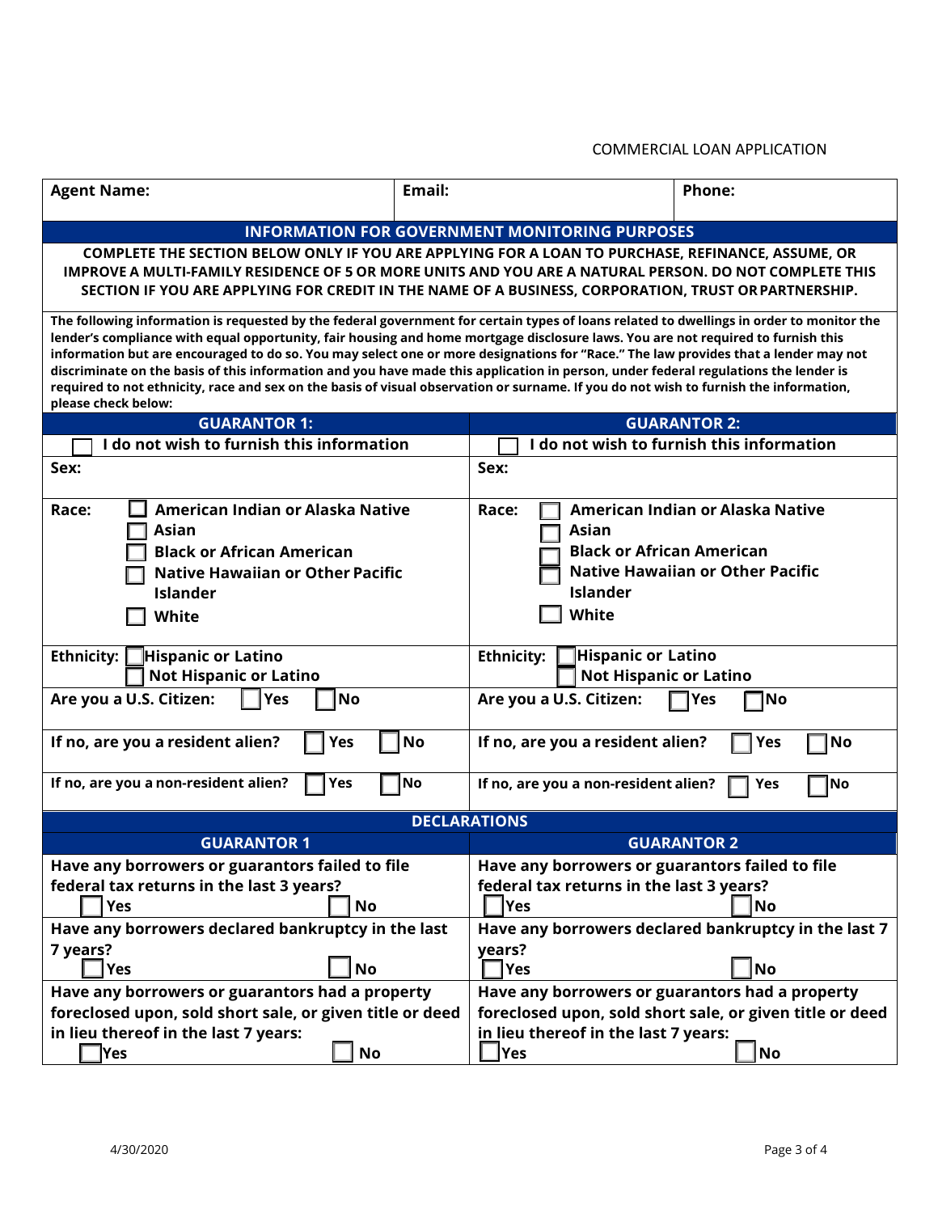COMMERCIAL LOAN APPLICATION

| Agent Name: | Email: | Phone: |
|---|---|---|

## INFORMATION FOR GOVERNMENT MONITORING PURPOSES

**COMPLETE THE SECTION BELOW ONLY IF YOU ARE APPLYING FOR A LOAN TO PURCHASE, REFINANCE, ASSUME, OR IMPROVE A MULTI-FAMILY RESIDENCE OF 5 OR MORE UNITS AND YOU ARE A NATURAL PERSON. DO NOT COMPLETE THIS SECTION IF YOU ARE APPLYING FOR CREDIT IN THE NAME OF A BUSINESS, CORPORATION, TRUST OR PARTNERSHIP.**

**The following information is requested by the federal government for certain types of loans related to dwellings in order to monitor the lender's compliance with equal opportunity, fair housing and home mortgage disclosure laws. You are not required to furnish this information but are encouraged to do so. You may select one or more designations for "Race." The law provides that a lender may not discriminate on the basis of this information and you have made this application in person, under federal regulations the lender is required to note ethnicity, race and sex on the basis of visual observation or surname. If you do not wish to furnish the information, please check below:**

| GUARANTOR 1: | GUARANTOR 2: |
|---|---|
| ☐ I do not wish to furnish this information | ☐ I do not wish to furnish this information |
| Sex: | Sex: |
| Race: ☐ American Indian or Alaska Native ☐ Asian ☐ Black or African American ☐ Native Hawaiian or Other Pacific Islander ☐ White | Race: ☐ American Indian or Alaska Native ☐ Asian ☐ Black or African American ☐ Native Hawaiian or Other Pacific Islander ☐ White |
| Ethnicity: ☐ Hispanic or Latino ☐ Not Hispanic or Latino | Ethnicity: ☐ Hispanic or Latino ☐ Not Hispanic or Latino |
| Are you a U.S. Citizen: ☐ Yes ☐ No | Are you a U.S. Citizen: ☐ Yes ☐ No |
| If no, are you a resident alien? ☐ Yes ☐ No | If no, are you a resident alien? ☐ Yes ☐ No |
| If no, are you a non-resident alien? ☐ Yes ☐ No | If no, are you a non-resident alien? ☐ Yes ☐ No |

## DECLARATIONS

| GUARANTOR 1 | GUARANTOR 2 |
|---|---|
| Have any borrowers or guarantors failed to file federal tax returns in the last 3 years? ☐ Yes ☐ No | Have any borrowers or guarantors failed to file federal tax returns in the last 3 years? ☐ Yes ☐ No |
| Have any borrowers declared bankruptcy in the last 7 years? ☐ Yes ☐ No | Have any borrowers declared bankruptcy in the last 7 years? ☐ Yes ☐ No |
| Have any borrowers or guarantors had a property foreclosed upon, sold short sale, or given title or deed in lieu thereof in the last 7 years: ☐ Yes ☐ No | Have any borrowers or guarantors had a property foreclosed upon, sold short sale, or given title or deed in lieu thereof in the last 7 years: ☐ Yes ☐ No |

4/30/2020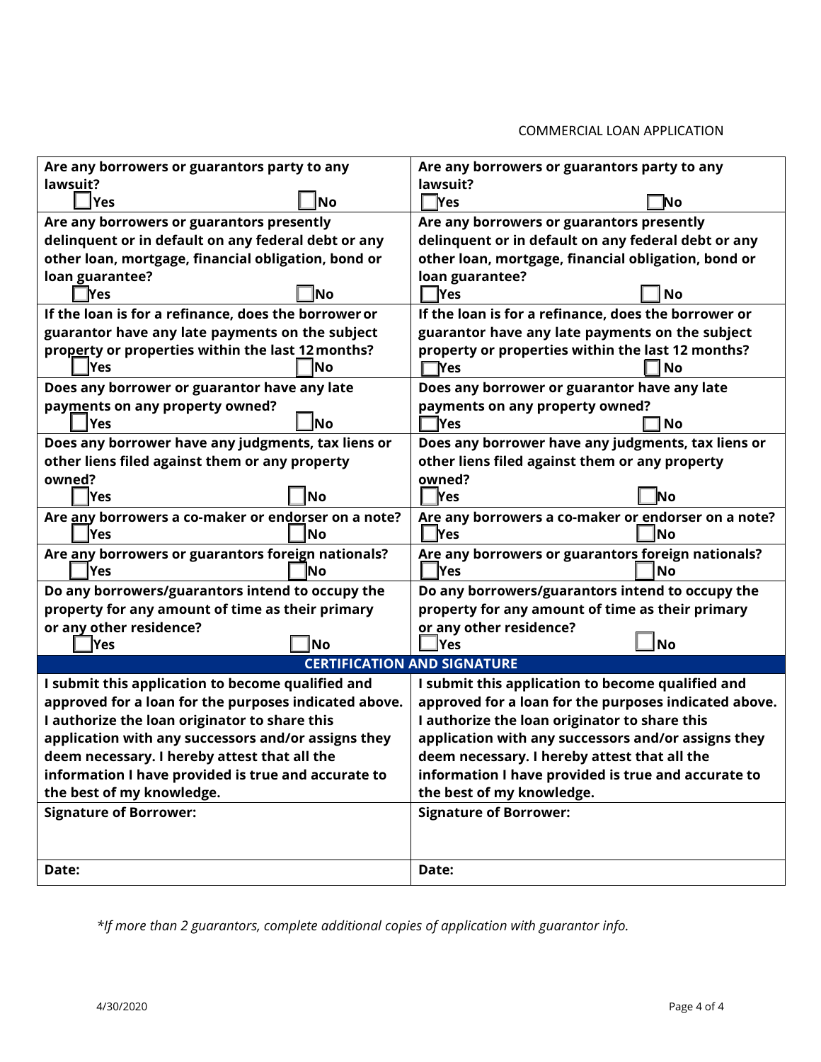COMMERCIAL LOAN APPLICATION

| | |
|---|---|
| **Are any borrowers or guarantors party to any lawsuit?** ☐ **Yes** ☐ **No** | **Are any borrowers or guarantors party to any lawsuit?** ☐ **Yes** ☐ **No** |
| **Are any borrowers or guarantors presently delinquent or in default on any federal debt or any other loan, mortgage, financial obligation, bond or loan guarantee?** ☐ **Yes** ☐ **No** | **Are any borrowers or guarantors presently delinquent or in default on any federal debt or any other loan, mortgage, financial obligation, bond or loan guarantee?** ☐ **Yes** ☐ **No** |
| **If the loan is for a refinance, does the borrower or guarantor have any late payments on the subject property or properties within the last 12 months?** ☐ **Yes** ☐ **No** | **If the loan is for a refinance, does the borrower or guarantor have any late payments on the subject property or properties within the last 12 months?** ☐ **Yes** ☐ **No** |
| **Does any borrower or guarantor have any late payments on any property owned?** ☐ **Yes** ☐ **No** | **Does any borrower or guarantor have any late payments on any property owned?** ☐ **Yes** ☐ **No** |
| **Does any borrower have any judgments, tax liens or other liens filed against them or any property owned?** ☐ **Yes** ☐ **No** | **Does any borrower have any judgments, tax liens or other liens filed against them or any property owned?** ☐ **Yes** ☐ **No** |
| **Are any borrowers a co-maker or endorser on a note?** ☐ **Yes** ☐ **No** | **Are any borrowers a co-maker or endorser on a note?** ☐ **Yes** ☐ **No** |
| **Are any borrowers or guarantors foreign nationals?** ☐ **Yes** ☐ **No** | **Are any borrowers or guarantors foreign nationals?** ☐ **Yes** ☐ **No** |
| **Do any borrowers/guarantors intend to occupy the property for any amount of time as their primary or any other residence?** ☐ **Yes** ☐ **No** | **Do any borrowers/guarantors intend to occupy the property for any amount of time as their primary or any other residence?** ☐ **Yes** ☐ **No** |
| **CERTIFICATION AND SIGNATURE** | |
| **I submit this application to become qualified and approved for a loan for the purposes indicated above. I authorize the loan originator to share this application with any successors and/or assigns they deem necessary. I hereby attest that all the information I have provided is true and accurate to the best of my knowledge.** | **I submit this application to become qualified and approved for a loan for the purposes indicated above. I authorize the loan originator to share this application with any successors and/or assigns they deem necessary. I hereby attest that all the information I have provided is true and accurate to the best of my knowledge.** |
| **Signature of Borrower:** | **Signature of Borrower:** |
| **Date:** | **Date:** |

*\*If more than 2 guarantors, complete additional copies of application with guarantor info.*

4/30/2020